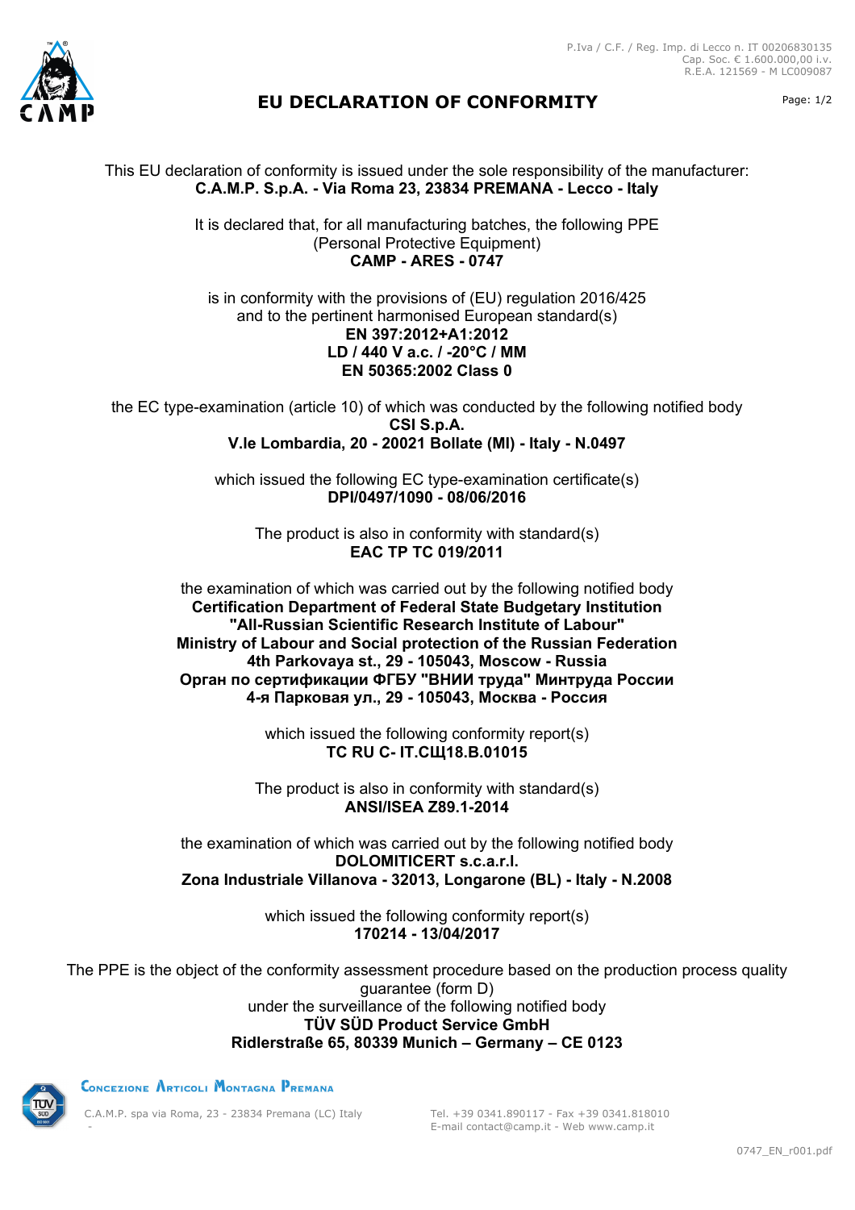P.Iva / C.F. / Reg. Imp. di Lecco n. IT 00206830135
Cap. Soc. € 1.600.000,00 i.v.
R.E.A. 121569 - M LC009087

# EU DECLARATION OF CONFORMITY

This EU declaration of conformity is issued under the sole responsibility of the manufacturer:
**C.A.M.P. S.p.A. - Via Roma 23, 23834 PREMANA - Lecco - Italy**

It is declared that, for all manufacturing batches, the following PPE
(Personal Protective Equipment)
**CAMP - ARES - 0747**

is in conformity with the provisions of (EU) regulation 2016/425
and to the pertinent harmonised European standard(s)
**EN 397:2012+A1:2012**
**LD / 440 V a.c. / -20°C / MM**
**EN 50365:2002 Class 0**

the EC type-examination (article 10) of which was conducted by the following notified body
**CSI S.p.A.**
**V.le Lombardia, 20 - 20021 Bollate (MI) - Italy - N.0497**

which issued the following EC type-examination certificate(s)
**DPI/0497/1090 - 08/06/2016**

The product is also in conformity with standard(s)
**EAC TP TC 019/2011**

the examination of which was carried out by the following notified body
**Certification Department of Federal State Budgetary Institution**
**"All-Russian Scientific Research Institute of Labour"**
**Ministry of Labour and Social protection of the Russian Federation**
**4th Parkovaya st., 29 - 105043, Moscow - Russia**
**Орган по сертификации ФГБУ "ВНИИ труда" Минтруда России**
**4-я Парковая ул., 29 - 105043, Москва - Россия**

which issued the following conformity report(s)
**TC RU C- IT.СЩ18.В.01015**

The product is also in conformity with standard(s)
**ANSI/ISEA Z89.1-2014**

the examination of which was carried out by the following notified body
**DOLOMITICERT s.c.a.r.l.**
**Zona Industriale Villanova - 32013, Longarone (BL) - Italy - N.2008**

which issued the following conformity report(s)
**170214 - 13/04/2017**

The PPE is the object of the conformity assessment procedure based on the production process quality guarantee (form D)
under the surveillance of the following notified body
**TÜV SÜD Product Service GmbH**
**Ridlerstraße 65, 80339 Munich – Germany – CE 0123**

Concezione Articoli Montagna Premana

C.A.M.P. spa via Roma, 23 - 23834 Premana (LC) Italy
Tel. +39 0341.890117 - Fax +39 0341.818010
E-mail contact@camp.it - Web www.camp.it

0747_EN_r001.pdf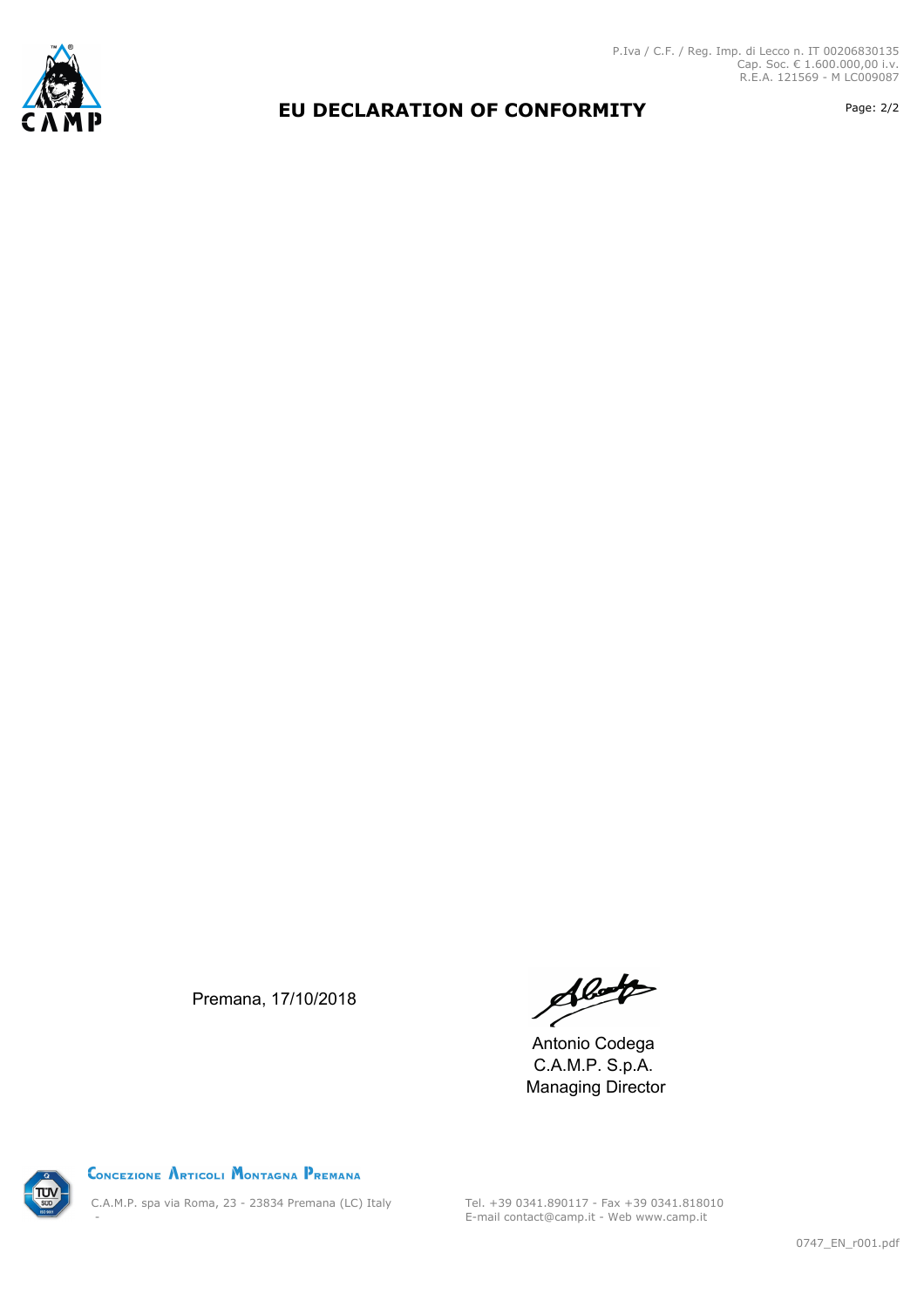Premana, 17/10/2018

Antonio Codega
C.A.M.P. S.p.A.
Managing Director